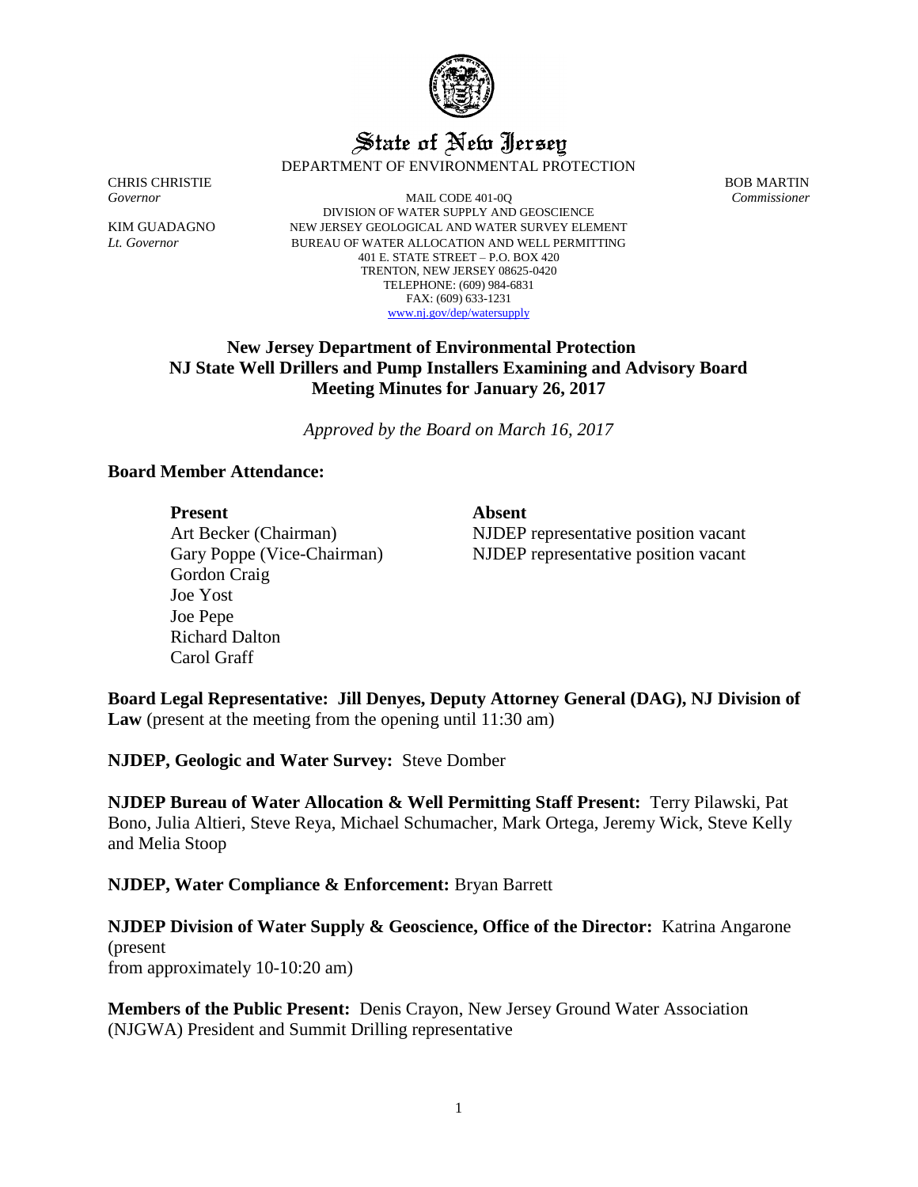# State of New Jersey

DEPARTMENT OF ENVIRONMENTAL PROTECTION

CHRIS CHRISTIE
*Governor*

KIM GUADAGNO
*Lt. Governor*

MAIL CODE 401-0Q
DIVISION OF WATER SUPPLY AND GEOSCIENCE
NEW JERSEY GEOLOGICAL AND WATER SURVEY ELEMENT
BUREAU OF WATER ALLOCATION AND WELL PERMITTING
401 E. STATE STREET – P.O. BOX 420
TRENTON, NEW JERSEY 08625-0420
TELEPHONE: (609) 984-6831
FAX: (609) 633-1231
www.nj.gov/dep/watersupply

BOB MARTIN
*Commissioner*

## New Jersey Department of Environmental Protection
## NJ State Well Drillers and Pump Installers Examining and Advisory Board
## Meeting Minutes for January 26, 2017

*Approved by the Board on March 16, 2017*

**Board Member Attendance:**

| **Present** | **Absent** |
|---|---|
| Art Becker (Chairman) | NJDEP representative position vacant |
| Gary Poppe (Vice-Chairman) | NJDEP representative position vacant |
| Gordon Craig | |
| Joe Yost | |
| Joe Pepe | |
| Richard Dalton | |
| Carol Graff | |

**Board Legal Representative: Jill Denyes, Deputy Attorney General (DAG), NJ Division of Law** (present at the meeting from the opening until 11:30 am)

**NJDEP, Geologic and Water Survey:** Steve Domber

**NJDEP Bureau of Water Allocation & Well Permitting Staff Present:** Terry Pilawski, Pat Bono, Julia Altieri, Steve Reya, Michael Schumacher, Mark Ortega, Jeremy Wick, Steve Kelly and Melia Stoop

**NJDEP, Water Compliance & Enforcement:** Bryan Barrett

**NJDEP Division of Water Supply & Geoscience, Office of the Director:** Katrina Angarone (present from approximately 10-10:20 am)

**Members of the Public Present:** Denis Crayon, New Jersey Ground Water Association (NJGWA) President and Summit Drilling representative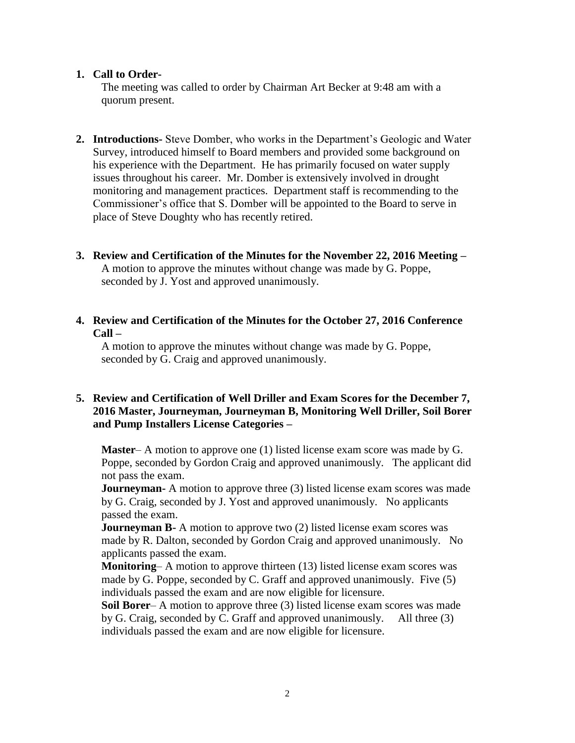1. **Call to Order-**

   The meeting was called to order by Chairman Art Becker at 9:48 am with a quorum present.

2. **Introductions-** Steve Domber, who works in the Department's Geologic and Water Survey, introduced himself to Board members and provided some background on his experience with the Department. He has primarily focused on water supply issues throughout his career. Mr. Domber is extensively involved in drought monitoring and management practices. Department staff is recommending to the Commissioner's office that S. Domber will be appointed to the Board to serve in place of Steve Doughty who has recently retired.

3. **Review and Certification of the Minutes for the November 22, 2016 Meeting –**

   A motion to approve the minutes without change was made by G. Poppe, seconded by J. Yost and approved unanimously.

4. **Review and Certification of the Minutes for the October 27, 2016 Conference Call –**

   A motion to approve the minutes without change was made by G. Poppe, seconded by G. Craig and approved unanimously.

5. **Review and Certification of Well Driller and Exam Scores for the December 7, 2016 Master, Journeyman, Journeyman B, Monitoring Well Driller, Soil Borer and Pump Installers License Categories –**

   **Master**– A motion to approve one (1) listed license exam score was made by G. Poppe, seconded by Gordon Craig and approved unanimously. The applicant did not pass the exam.

   **Journeyman-** A motion to approve three (3) listed license exam scores was made by G. Craig, seconded by J. Yost and approved unanimously. No applicants passed the exam.

   **Journeyman B-** A motion to approve two (2) listed license exam scores was made by R. Dalton, seconded by Gordon Craig and approved unanimously. No applicants passed the exam.

   **Monitoring**– A motion to approve thirteen (13) listed license exam scores was made by G. Poppe, seconded by C. Graff and approved unanimously. Five (5) individuals passed the exam and are now eligible for licensure.

   **Soil Borer**– A motion to approve three (3) listed license exam scores was made by G. Craig, seconded by C. Graff and approved unanimously. All three (3) individuals passed the exam and are now eligible for licensure.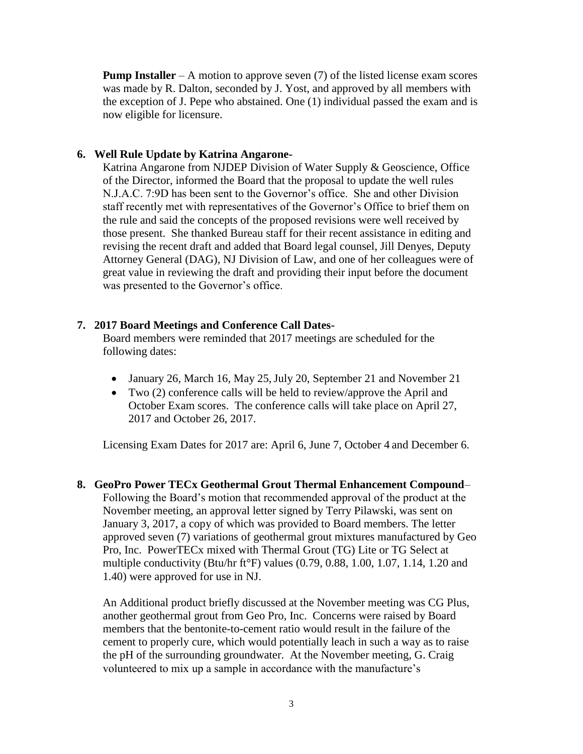**Pump Installer** – A motion to approve seven (7) of the listed license exam scores was made by R. Dalton, seconded by J. Yost, and approved by all members with the exception of J. Pepe who abstained. One (1) individual passed the exam and is now eligible for licensure.

**6. Well Rule Update by Katrina Angarone-**

Katrina Angarone from NJDEP Division of Water Supply & Geoscience, Office of the Director, informed the Board that the proposal to update the well rules N.J.A.C. 7:9D has been sent to the Governor's office. She and other Division staff recently met with representatives of the Governor's Office to brief them on the rule and said the concepts of the proposed revisions were well received by those present. She thanked Bureau staff for their recent assistance in editing and revising the recent draft and added that Board legal counsel, Jill Denyes, Deputy Attorney General (DAG), NJ Division of Law, and one of her colleagues were of great value in reviewing the draft and providing their input before the document was presented to the Governor's office.

**7. 2017 Board Meetings and Conference Call Dates-**

Board members were reminded that 2017 meetings are scheduled for the following dates:

- January 26, March 16, May 25, July 20, September 21 and November 21
- Two (2) conference calls will be held to review/approve the April and October Exam scores. The conference calls will take place on April 27, 2017 and October 26, 2017.

Licensing Exam Dates for 2017 are: April 6, June 7, October 4 and December 6.

**8. GeoPro Power TECx Geothermal Grout Thermal Enhancement Compound**–

Following the Board's motion that recommended approval of the product at the November meeting, an approval letter signed by Terry Pilawski, was sent on January 3, 2017, a copy of which was provided to Board members. The letter approved seven (7) variations of geothermal grout mixtures manufactured by Geo Pro, Inc. PowerTECx mixed with Thermal Grout (TG) Lite or TG Select at multiple conductivity (Btu/hr ft°F) values (0.79, 0.88, 1.00, 1.07, 1.14, 1.20 and 1.40) were approved for use in NJ.

An Additional product briefly discussed at the November meeting was CG Plus, another geothermal grout from Geo Pro, Inc. Concerns were raised by Board members that the bentonite-to-cement ratio would result in the failure of the cement to properly cure, which would potentially leach in such a way as to raise the pH of the surrounding groundwater. At the November meeting, G. Craig volunteered to mix up a sample in accordance with the manufacture's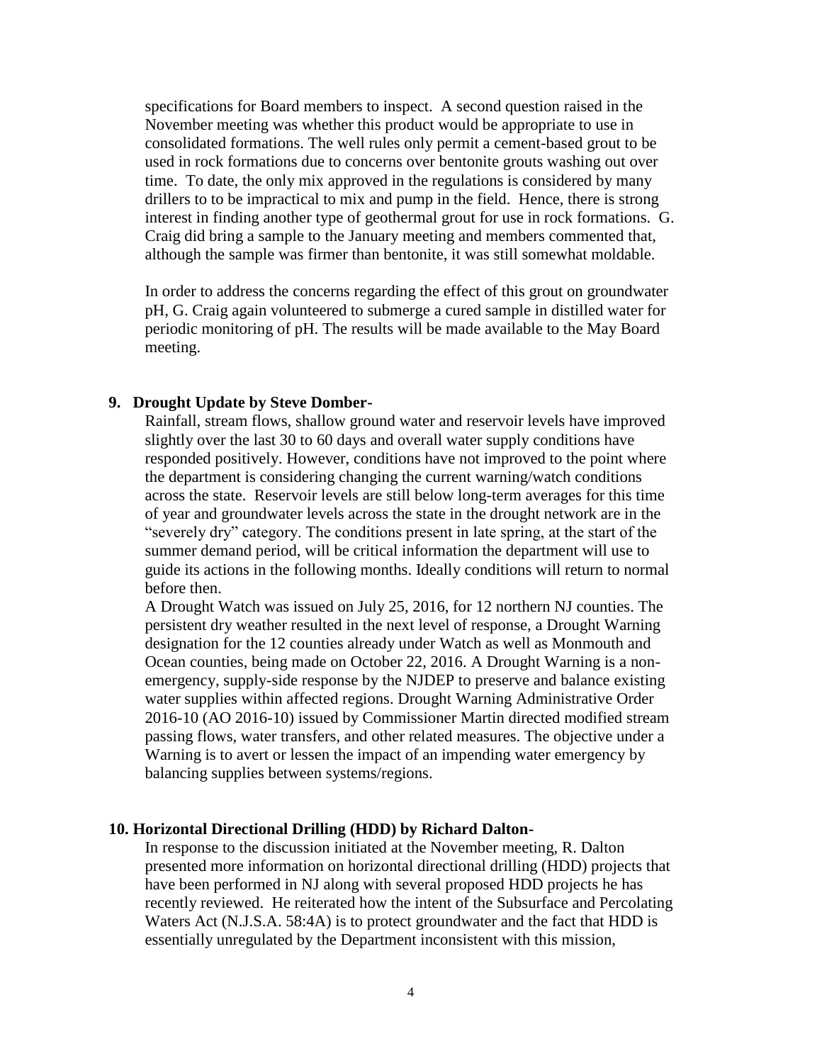specifications for Board members to inspect. A second question raised in the November meeting was whether this product would be appropriate to use in consolidated formations. The well rules only permit a cement-based grout to be used in rock formations due to concerns over bentonite grouts washing out over time. To date, the only mix approved in the regulations is considered by many drillers to to be impractical to mix and pump in the field. Hence, there is strong interest in finding another type of geothermal grout for use in rock formations. G. Craig did bring a sample to the January meeting and members commented that, although the sample was firmer than bentonite, it was still somewhat moldable.

In order to address the concerns regarding the effect of this grout on groundwater pH, G. Craig again volunteered to submerge a cured sample in distilled water for periodic monitoring of pH. The results will be made available to the May Board meeting.

**9. Drought Update by Steve Domber-**

Rainfall, stream flows, shallow ground water and reservoir levels have improved slightly over the last 30 to 60 days and overall water supply conditions have responded positively. However, conditions have not improved to the point where the department is considering changing the current warning/watch conditions across the state. Reservoir levels are still below long-term averages for this time of year and groundwater levels across the state in the drought network are in the "severely dry" category. The conditions present in late spring, at the start of the summer demand period, will be critical information the department will use to guide its actions in the following months. Ideally conditions will return to normal before then.

A Drought Watch was issued on July 25, 2016, for 12 northern NJ counties. The persistent dry weather resulted in the next level of response, a Drought Warning designation for the 12 counties already under Watch as well as Monmouth and Ocean counties, being made on October 22, 2016. A Drought Warning is a non-emergency, supply-side response by the NJDEP to preserve and balance existing water supplies within affected regions. Drought Warning Administrative Order 2016-10 (AO 2016-10) issued by Commissioner Martin directed modified stream passing flows, water transfers, and other related measures. The objective under a Warning is to avert or lessen the impact of an impending water emergency by balancing supplies between systems/regions.

**10. Horizontal Directional Drilling (HDD) by Richard Dalton-**

In response to the discussion initiated at the November meeting, R. Dalton presented more information on horizontal directional drilling (HDD) projects that have been performed in NJ along with several proposed HDD projects he has recently reviewed. He reiterated how the intent of the Subsurface and Percolating Waters Act (N.J.S.A. 58:4A) is to protect groundwater and the fact that HDD is essentially unregulated by the Department inconsistent with this mission,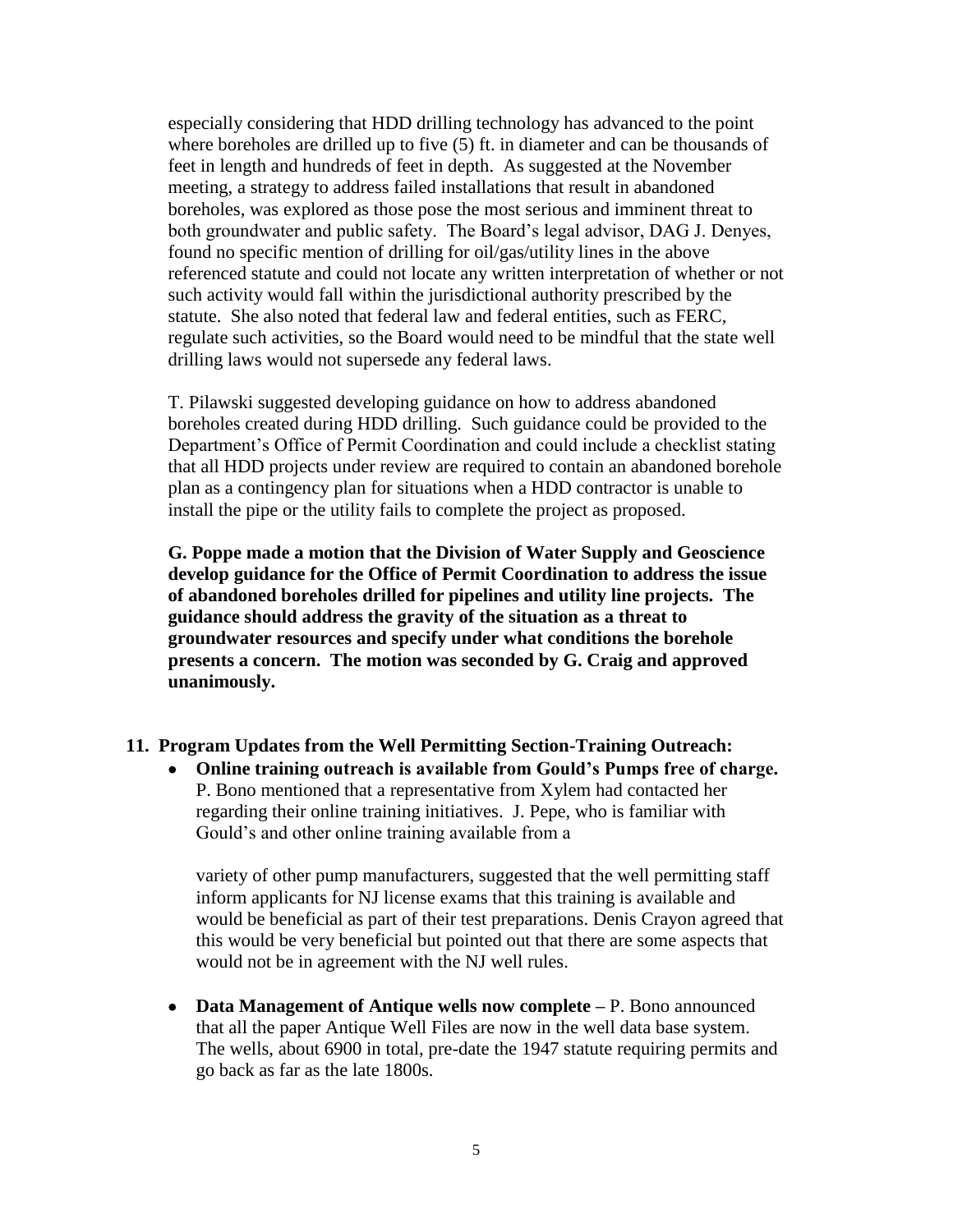especially considering that HDD drilling technology has advanced to the point where boreholes are drilled up to five (5) ft. in diameter and can be thousands of feet in length and hundreds of feet in depth. As suggested at the November meeting, a strategy to address failed installations that result in abandoned boreholes, was explored as those pose the most serious and imminent threat to both groundwater and public safety. The Board's legal advisor, DAG J. Denyes, found no specific mention of drilling for oil/gas/utility lines in the above referenced statute and could not locate any written interpretation of whether or not such activity would fall within the jurisdictional authority prescribed by the statute. She also noted that federal law and federal entities, such as FERC, regulate such activities, so the Board would need to be mindful that the state well drilling laws would not supersede any federal laws.

T. Pilawski suggested developing guidance on how to address abandoned boreholes created during HDD drilling. Such guidance could be provided to the Department's Office of Permit Coordination and could include a checklist stating that all HDD projects under review are required to contain an abandoned borehole plan as a contingency plan for situations when a HDD contractor is unable to install the pipe or the utility fails to complete the project as proposed.

**G. Poppe made a motion that the Division of Water Supply and Geoscience develop guidance for the Office of Permit Coordination to address the issue of abandoned boreholes drilled for pipelines and utility line projects. The guidance should address the gravity of the situation as a threat to groundwater resources and specify under what conditions the borehole presents a concern. The motion was seconded by G. Craig and approved unanimously.**

**11. Program Updates from the Well Permitting Section-Training Outreach:**

- **Online training outreach is available from Gould's Pumps free of charge.** P. Bono mentioned that a representative from Xylem had contacted her regarding their online training initiatives. J. Pepe, who is familiar with Gould's and other online training available from a variety of other pump manufacturers, suggested that the well permitting staff inform applicants for NJ license exams that this training is available and would be beneficial as part of their test preparations. Denis Crayon agreed that this would be very beneficial but pointed out that there are some aspects that would not be in agreement with the NJ well rules.

- **Data Management of Antique wells now complete –** P. Bono announced that all the paper Antique Well Files are now in the well data base system. The wells, about 6900 in total, pre-date the 1947 statute requiring permits and go back as far as the late 1800s.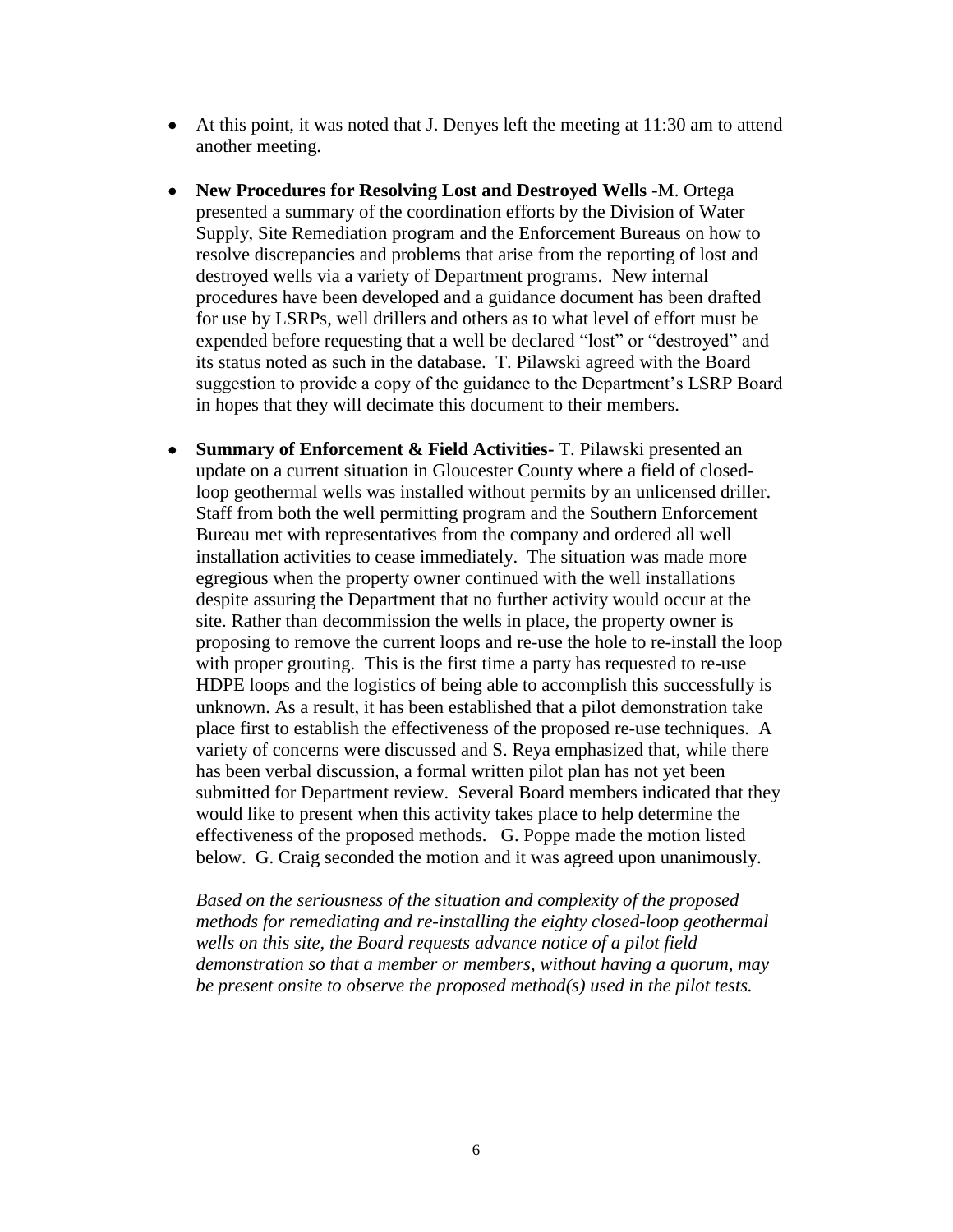- At this point, it was noted that J. Denyes left the meeting at 11:30 am to attend another meeting.

- **New Procedures for Resolving Lost and Destroyed Wells** -M. Ortega presented a summary of the coordination efforts by the Division of Water Supply, Site Remediation program and the Enforcement Bureaus on how to resolve discrepancies and problems that arise from the reporting of lost and destroyed wells via a variety of Department programs. New internal procedures have been developed and a guidance document has been drafted for use by LSRPs, well drillers and others as to what level of effort must be expended before requesting that a well be declared "lost" or "destroyed" and its status noted as such in the database. T. Pilawski agreed with the Board suggestion to provide a copy of the guidance to the Department's LSRP Board in hopes that they will decimate this document to their members.

- **Summary of Enforcement & Field Activities-** T. Pilawski presented an update on a current situation in Gloucester County where a field of closed-loop geothermal wells was installed without permits by an unlicensed driller. Staff from both the well permitting program and the Southern Enforcement Bureau met with representatives from the company and ordered all well installation activities to cease immediately. The situation was made more egregious when the property owner continued with the well installations despite assuring the Department that no further activity would occur at the site. Rather than decommission the wells in place, the property owner is proposing to remove the current loops and re-use the hole to re-install the loop with proper grouting. This is the first time a party has requested to re-use HDPE loops and the logistics of being able to accomplish this successfully is unknown. As a result, it has been established that a pilot demonstration take place first to establish the effectiveness of the proposed re-use techniques. A variety of concerns were discussed and S. Reya emphasized that, while there has been verbal discussion, a formal written pilot plan has not yet been submitted for Department review. Several Board members indicated that they would like to present when this activity takes place to help determine the effectiveness of the proposed methods. G. Poppe made the motion listed below. G. Craig seconded the motion and it was agreed upon unanimously.

  *Based on the seriousness of the situation and complexity of the proposed methods for remediating and re-installing the eighty closed-loop geothermal wells on this site, the Board requests advance notice of a pilot field demonstration so that a member or members, without having a quorum, may be present onsite to observe the proposed method(s) used in the pilot tests.*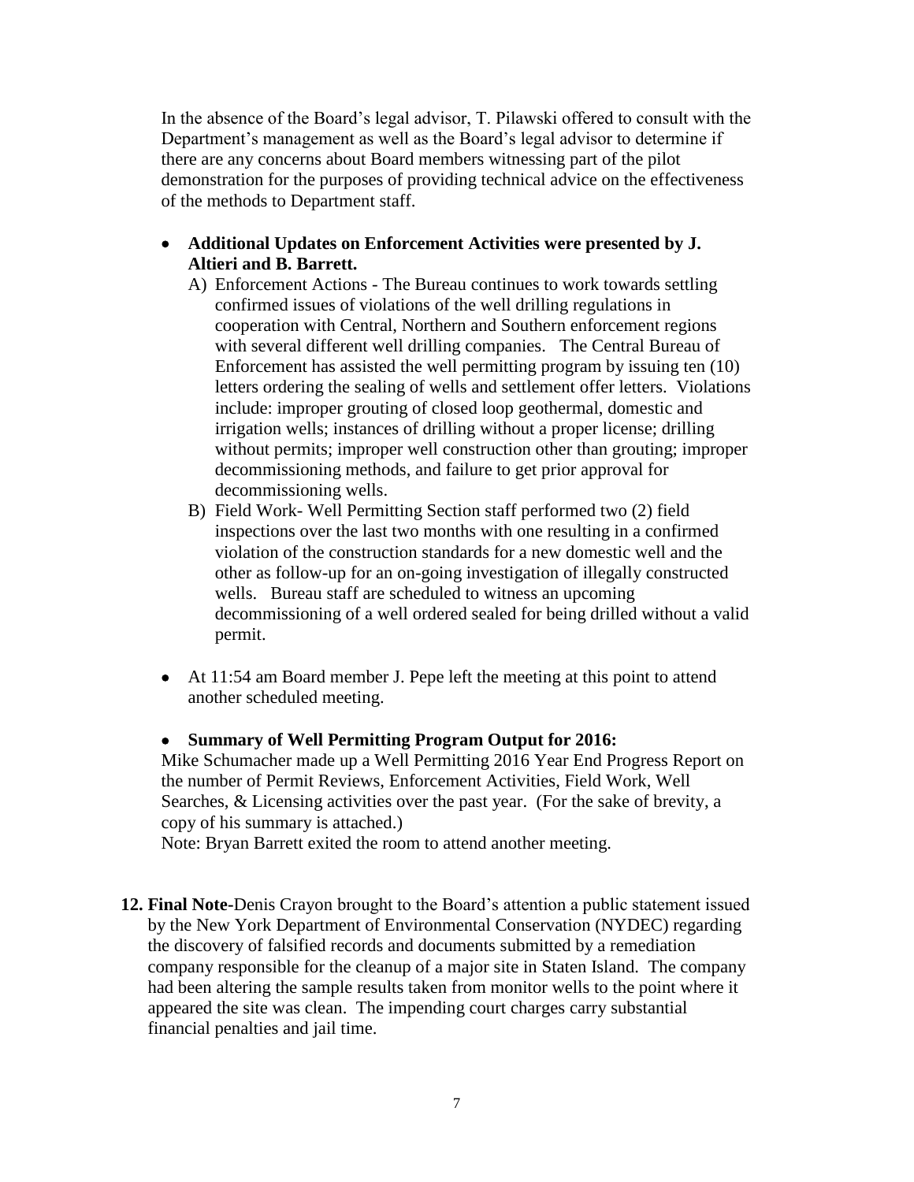In the absence of the Board's legal advisor, T. Pilawski offered to consult with the Department's management as well as the Board's legal advisor to determine if there are any concerns about Board members witnessing part of the pilot demonstration for the purposes of providing technical advice on the effectiveness of the methods to Department staff.

- **Additional Updates on Enforcement Activities were presented by J. Altieri and B. Barrett.**
  A) Enforcement Actions - The Bureau continues to work towards settling confirmed issues of violations of the well drilling regulations in cooperation with Central, Northern and Southern enforcement regions with several different well drilling companies. The Central Bureau of Enforcement has assisted the well permitting program by issuing ten (10) letters ordering the sealing of wells and settlement offer letters. Violations include: improper grouting of closed loop geothermal, domestic and irrigation wells; instances of drilling without a proper license; drilling without permits; improper well construction other than grouting; improper decommissioning methods, and failure to get prior approval for decommissioning wells.
  B) Field Work- Well Permitting Section staff performed two (2) field inspections over the last two months with one resulting in a confirmed violation of the construction standards for a new domestic well and the other as follow-up for an on-going investigation of illegally constructed wells. Bureau staff are scheduled to witness an upcoming decommissioning of a well ordered sealed for being drilled without a valid permit.

- At 11:54 am Board member J. Pepe left the meeting at this point to attend another scheduled meeting.

- **Summary of Well Permitting Program Output for 2016:**
  Mike Schumacher made up a Well Permitting 2016 Year End Progress Report on the number of Permit Reviews, Enforcement Activities, Field Work, Well Searches, & Licensing activities over the past year. (For the sake of brevity, a copy of his summary is attached.)
  Note: Bryan Barrett exited the room to attend another meeting.

**12. Final Note**-Denis Crayon brought to the Board's attention a public statement issued by the New York Department of Environmental Conservation (NYDEC) regarding the discovery of falsified records and documents submitted by a remediation company responsible for the cleanup of a major site in Staten Island. The company had been altering the sample results taken from monitor wells to the point where it appeared the site was clean. The impending court charges carry substantial financial penalties and jail time.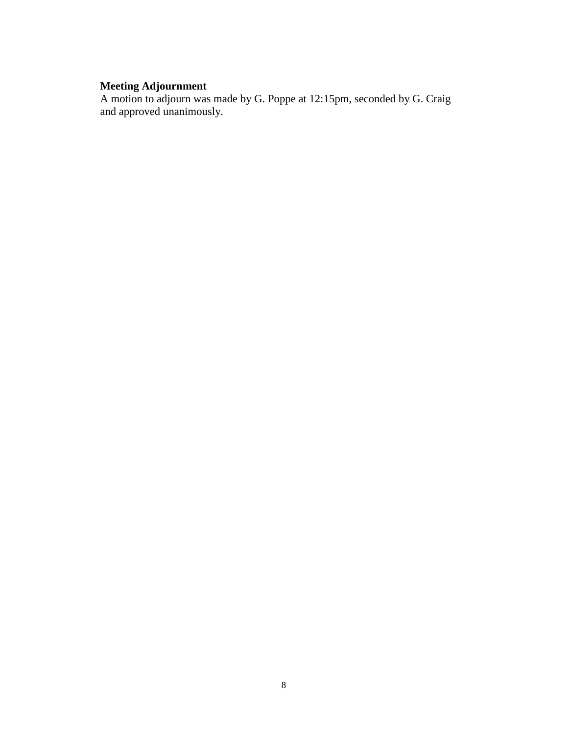**Meeting Adjournment**
A motion to adjourn was made by G. Poppe at 12:15pm, seconded by G. Craig and approved unanimously.